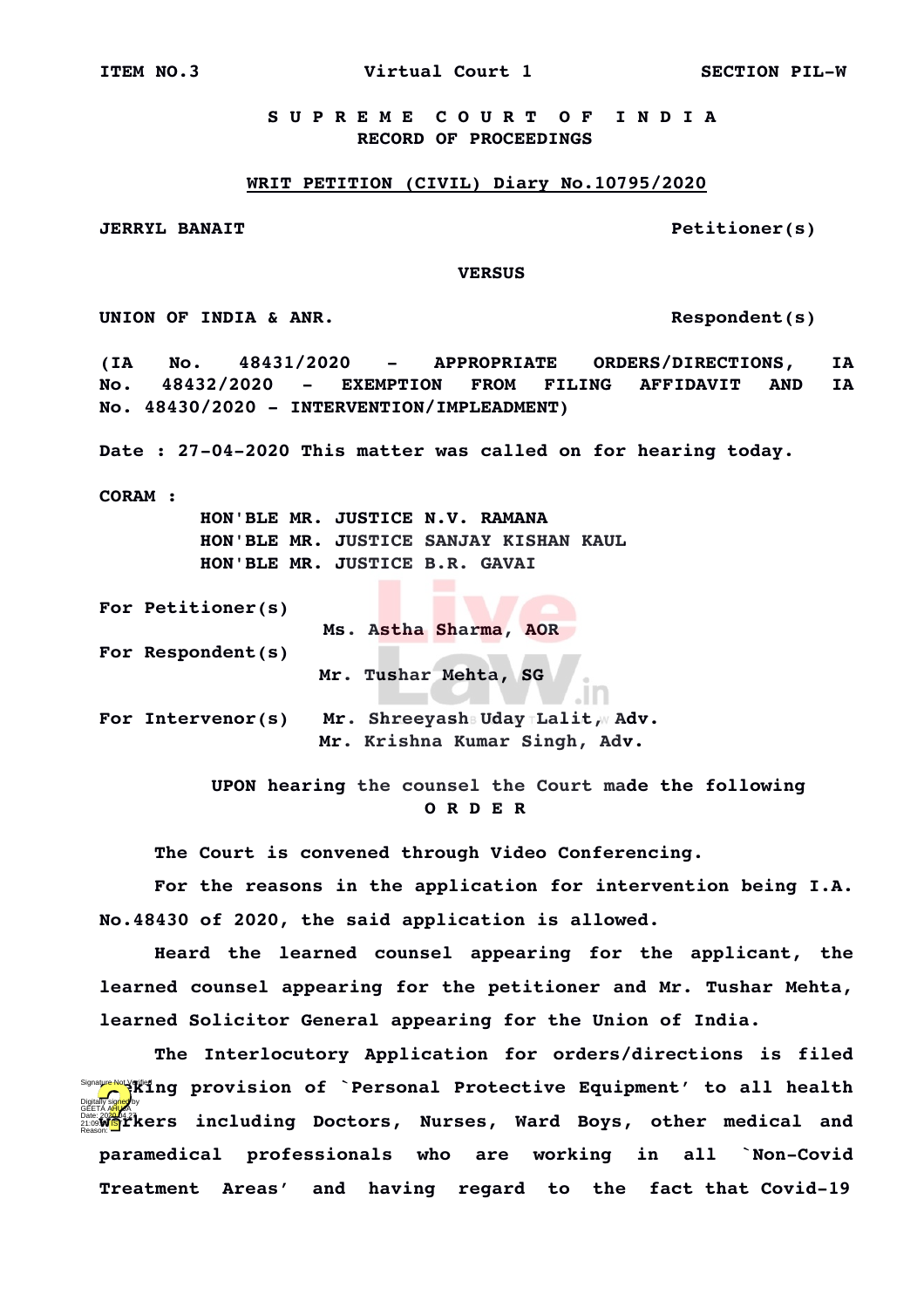ITEM NO.3 Virtual Court 1 SECTION PIL-W

**S U P R E M E C O U R T O F I N D I A**
**RECORD OF PROCEEDINGS**

**WRIT PETITION (CIVIL) Diary No.10795/2020**

JERRYL BANAIT Petitioner(s)

VERSUS

UNION OF INDIA & ANR. Respondent(s)

(IA No. 48431/2020 - APPROPRIATE ORDERS/DIRECTIONS, IA No. 48432/2020 - EXEMPTION FROM FILING AFFIDAVIT AND IA No. 48430/2020 - INTERVENTION/IMPLEADMENT)

Date : 27-04-2020 This matter was called on for hearing today.

CORAM :
HON'BLE MR. JUSTICE N.V. RAMANA
HON'BLE MR. JUSTICE SANJAY KISHAN KAUL
HON'BLE MR. JUSTICE B.R. GAVAI

For Petitioner(s) Ms. Astha Sharma, AOR

For Respondent(s) Mr. Tushar Mehta, SG

For Intervenor(s) Mr. Shreeyash Uday Lalit, Adv.
Mr. Krishna Kumar Singh, Adv.

UPON hearing the counsel the Court made the following
**O R D E R**

The Court is convened through Video Conferencing.

For the reasons in the application for intervention being I.A. No.48430 of 2020, the said application is allowed.

Heard the learned counsel appearing for the applicant, the learned counsel appearing for the petitioner and Mr. Tushar Mehta, learned Solicitor General appearing for the Union of India.

The Interlocutory Application for orders/directions is filed seeking provision of `Personal Protective Equipment' to all health workers including Doctors, Nurses, Ward Boys, other medical and paramedical professionals who are working in all `Non-Covid Treatment Areas' and having regard to the fact that Covid-19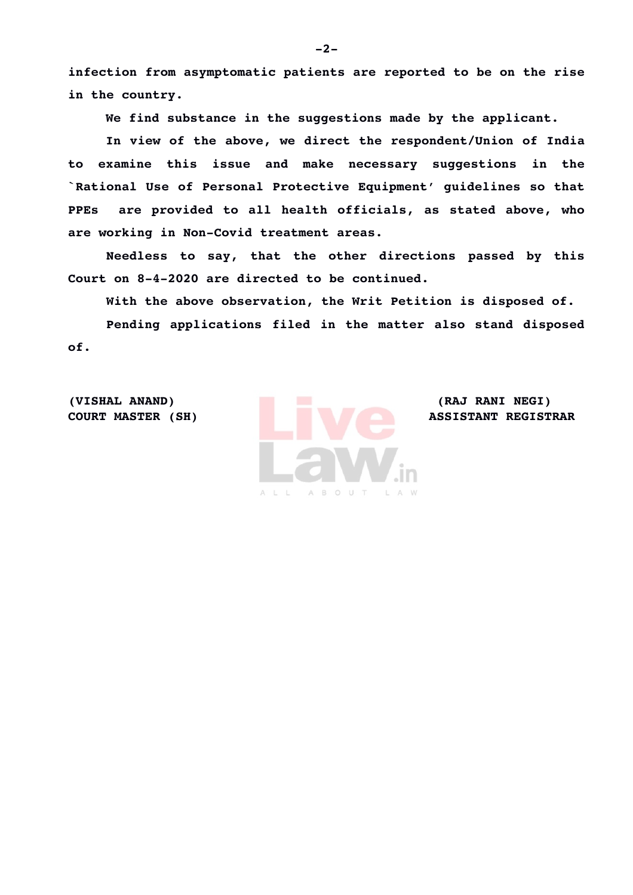**infection from asymptomatic patients are reported to be on the rise in the country.**

**We find substance in the suggestions made by the applicant.**

**In view of the above, we direct the respondent/Union of India to examine this issue and make necessary suggestions in the `Rational Use of Personal Protective Equipment' guidelines so that PPEs are provided to all health officials, as stated above, who are working in Non-Covid treatment areas.**

**Needless to say, that the other directions passed by this Court on 8-4-2020 are directed to be continued.**

**With the above observation, the Writ Petition is disposed of.**

**Pending applications filed in the matter also stand disposed of.**

| | |
|---|---|
| **(VISHAL ANAND)** | **(RAJ RANI NEGI)** |
| **COURT MASTER (SH)** | **ASSISTANT REGISTRAR** |